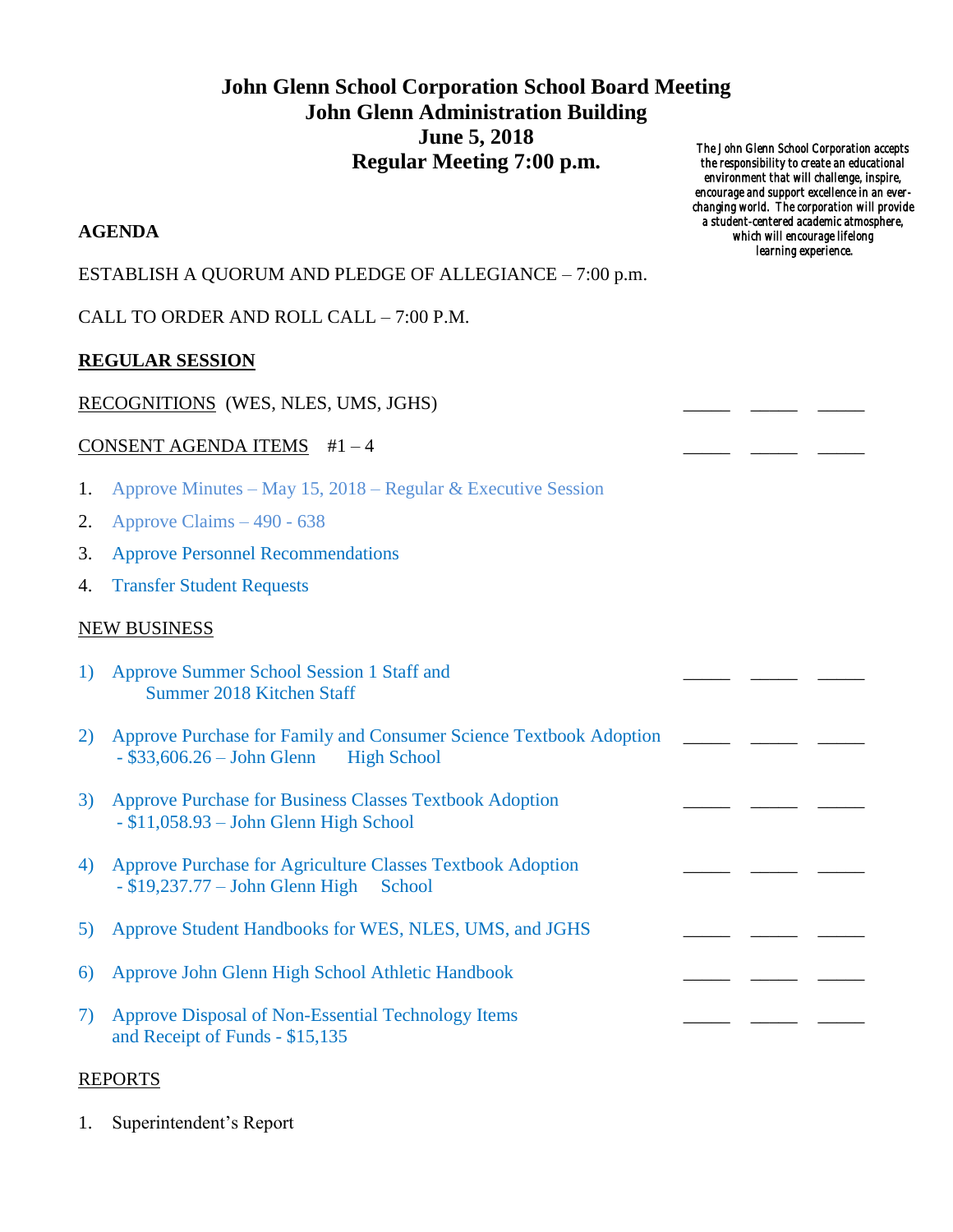# John Glenn School Corporation School Board Meeting
# John Glenn Administration Building
# June 5, 2018
# Regular Meeting 7:00 p.m.

*The John Glenn School Corporation accepts the responsibility to create an educational environment that will challenge, inspire, encourage and support excellence in an ever-changing world. The corporation will provide a student-centered academic atmosphere, which will encourage lifelong learning experience.*

**AGENDA**

ESTABLISH A QUORUM AND PLEDGE OF ALLEGIANCE – 7:00 p.m.

CALL TO ORDER AND ROLL CALL – 7:00 P.M.

**REGULAR SESSION**

RECOGNITIONS (WES, NLES, UMS, JGHS) _____ _____ _____

CONSENT AGENDA ITEMS #1 – 4 _____ _____ _____

1. Approve Minutes – May 15, 2018 – Regular & Executive Session
2. Approve Claims – 490 - 638
3. Approve Personnel Recommendations
4. Transfer Student Requests

NEW BUSINESS

1) Approve Summer School Session 1 Staff and Summer 2018 Kitchen Staff _____ _____ _____

2) Approve Purchase for Family and Consumer Science Textbook Adoption - $33,606.26 – John Glenn High School _____ _____ _____

3) Approve Purchase for Business Classes Textbook Adoption - $11,058.93 – John Glenn High School _____ _____ _____

4) Approve Purchase for Agriculture Classes Textbook Adoption - $19,237.77 – John Glenn High School _____ _____ _____

5) Approve Student Handbooks for WES, NLES, UMS, and JGHS _____ _____ _____

6) Approve John Glenn High School Athletic Handbook _____ _____ _____

7) Approve Disposal of Non-Essential Technology Items and Receipt of Funds - $15,135 _____ _____ _____

REPORTS

1. Superintendent's Report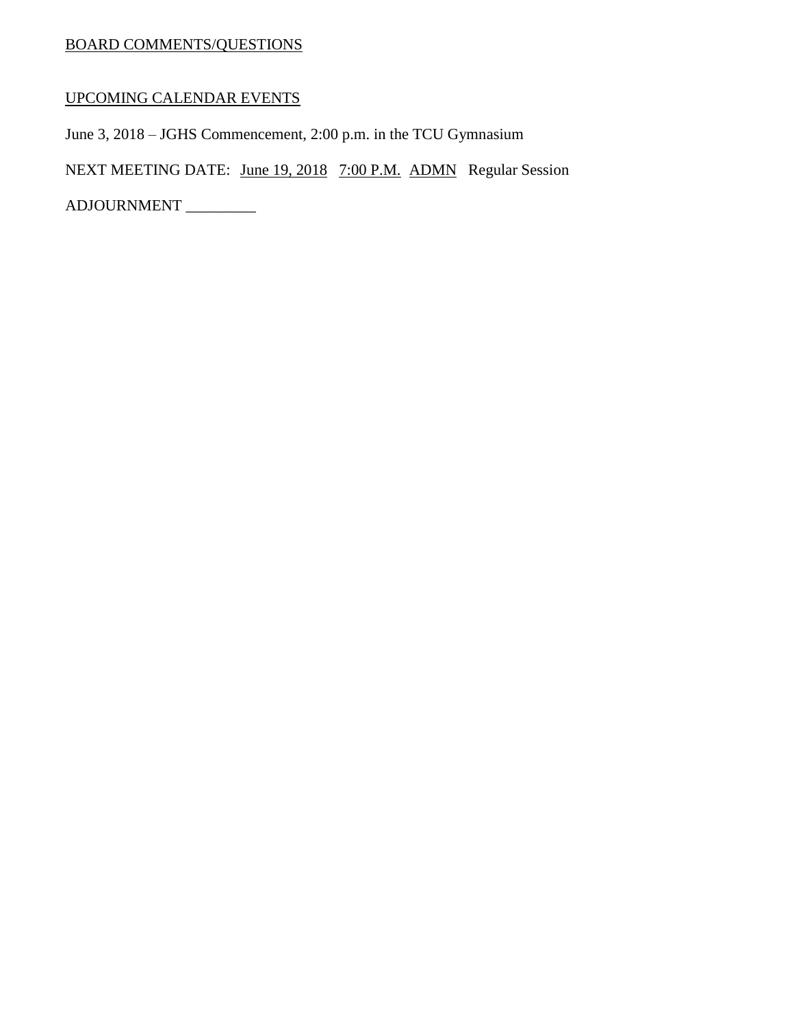BOARD COMMENTS/QUESTIONS

UPCOMING CALENDAR EVENTS

June 3, 2018 – JGHS Commencement, 2:00 p.m. in the TCU Gymnasium

NEXT MEETING DATE: June 19, 2018 7:00 P.M. ADMN Regular Session

ADJOURNMENT _________